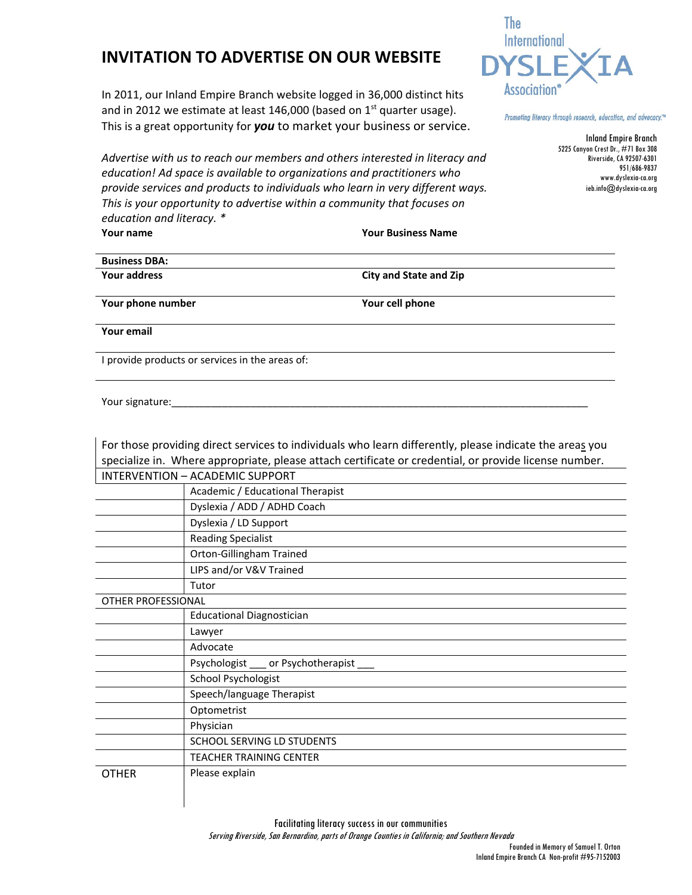# INVITATION TO ADVERTISE ON OUR WEBSITE

The International DYSLEXIA Association®

*Promoting literacy through research, education, and advocacy.™*

Inland Empire Branch
5225 Canyon Crest Dr., #71 Box 308
Riverside, CA 92507-6301
951/686-9837
www.dyslexia-ca.org
ieb.info@dyslexia-ca.org

In 2011, our Inland Empire Branch website logged in 36,000 distinct hits and in 2012 we estimate at least 146,000 (based on 1st quarter usage). This is a great opportunity for ***you*** to market your business or service.

*Advertise with us to reach our members and others interested in literacy and education! Ad space is available to organizations and practitioners who provide services and products to individuals who learn in very different ways. This is your opportunity to advertise within a community that focuses on education and literacy. **

| **Your name** | **Your Business Name** |
|---|---|
| **Business DBA:** | |
| **Your address** | **City and State and Zip** |
| **Your phone number** | **Your cell phone** |
| **Your email** | |
| I provide products or services in the areas of: | |

Your signature:_______________________________________________________________________________

For those providing direct services to individuals who learn differently, please indicate the areas you specialize in. Where appropriate, please attach certificate or credential, or provide license number.

| INTERVENTION – ACADEMIC SUPPORT | |
|---|---|
| | Academic / Educational Therapist |
| | Dyslexia / ADD / ADHD Coach |
| | Dyslexia / LD Support |
| | Reading Specialist |
| | Orton-Gillingham Trained |
| | LIPS and/or V&V Trained |
| | Tutor |
| OTHER PROFESSIONAL | |
| | Educational Diagnostician |
| | Lawyer |
| | Advocate |
| | Psychologist ___ or Psychotherapist ___ |
| | School Psychologist |
| | Speech/language Therapist |
| | Optometrist |
| | Physician |
| | SCHOOL SERVING LD STUDENTS |
| | TEACHER TRAINING CENTER |
| OTHER | Please explain |

Facilitating literacy success in our communities

*Serving Riverside, San Bernardino, parts of Orange Counties in California; and Southern Nevada*

Founded in Memory of Samuel T. Orton
Inland Empire Branch CA Non-profit #95-7152003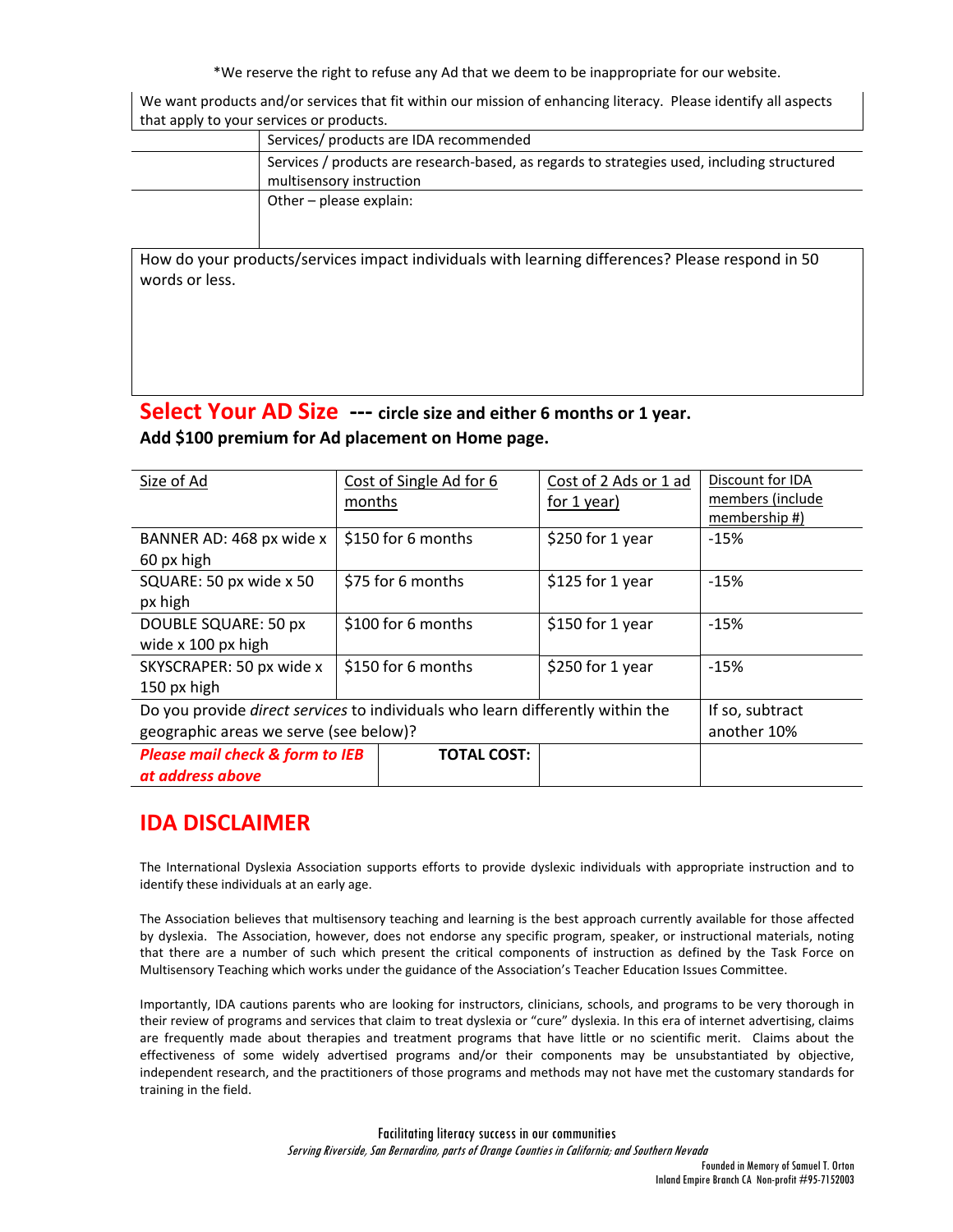*We reserve the right to refuse any Ad that we deem to be inappropriate for our website.

| | |
|---|---|
| We want products and/or services that fit within our mission of enhancing literacy. Please identify all aspects that apply to your services or products. | |
| | Services/ products are IDA recommended |
| | Services / products are research-based, as regards to strategies used, including structured multisensory instruction |
| | Other – please explain: |

How do your products/services impact individuals with learning differences? Please respond in 50 words or less.

## Select Your AD Size --- circle size and either 6 months or 1 year.

**Add $100 premium for Ad placement on Home page.**

| Size of Ad | Cost of Single Ad for 6 months | Cost of 2 Ads or 1 ad for 1 year) | Discount for IDA members (include membership #) |
|---|---|---|---|
| BANNER AD: 468 px wide x 60 px high | $150 for 6 months | $250 for 1 year | -15% |
| SQUARE: 50 px wide x 50 px high | $75 for 6 months | $125 for 1 year | -15% |
| DOUBLE SQUARE: 50 px wide x 100 px high | $100 for 6 months | $150 for 1 year | -15% |
| SKYSCRAPER: 50 px wide x 150 px high | $150 for 6 months | $250 for 1 year | -15% |
| Do you provide *direct services* to individuals who learn differently within the geographic areas we serve (see below)? | | | If so, subtract another 10% |
| ***Please mail check & form to IEB at address above*** | **TOTAL COST:** | | |

## IDA DISCLAIMER

The International Dyslexia Association supports efforts to provide dyslexic individuals with appropriate instruction and to identify these individuals at an early age.

The Association believes that multisensory teaching and learning is the best approach currently available for those affected by dyslexia. The Association, however, does not endorse any specific program, speaker, or instructional materials, noting that there are a number of such which present the critical components of instruction as defined by the Task Force on Multisensory Teaching which works under the guidance of the Association's Teacher Education Issues Committee.

Importantly, IDA cautions parents who are looking for instructors, clinicians, schools, and programs to be very thorough in their review of programs and services that claim to treat dyslexia or "cure" dyslexia. In this era of internet advertising, claims are frequently made about therapies and treatment programs that have little or no scientific merit. Claims about the effectiveness of some widely advertised programs and/or their components may be unsubstantiated by objective, independent research, and the practitioners of those programs and methods may not have met the customary standards for training in the field.

Facilitating literacy success in our communities

*Serving Riverside, San Bernardino, parts of Orange Counties in California; and Southern Nevada*

Founded in Memory of Samuel T. Orton

Inland Empire Branch CA Non-profit #95-7152003